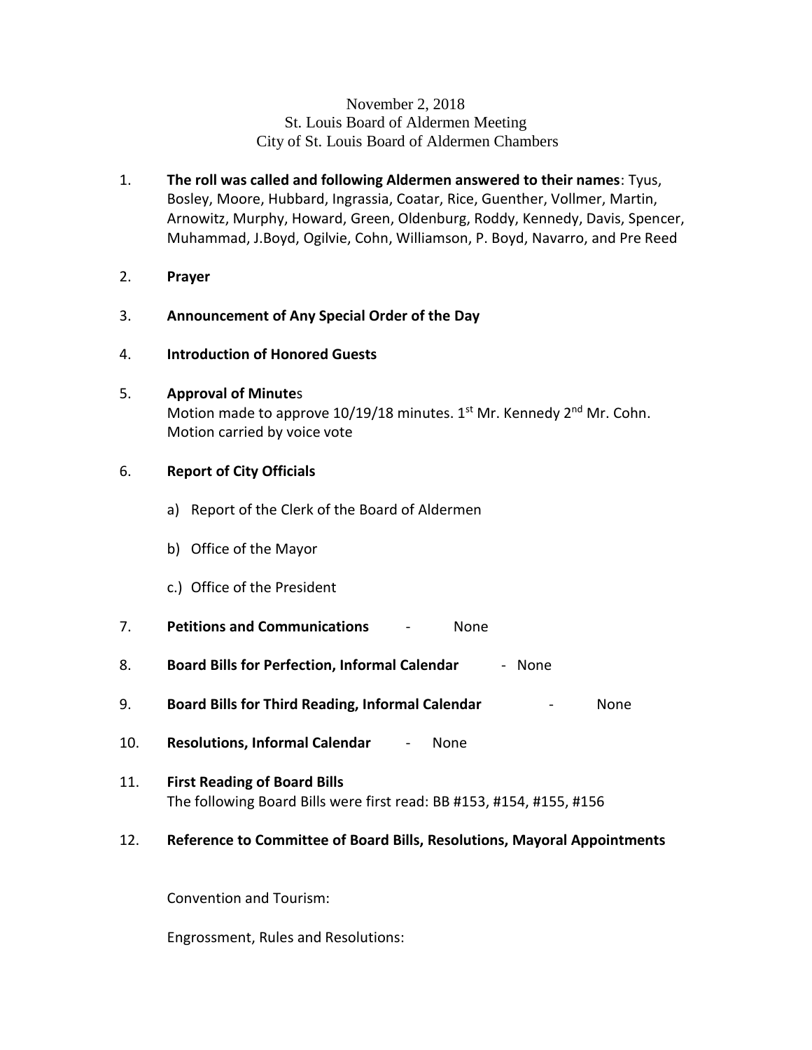November 2, 2018
St. Louis Board of Aldermen Meeting
City of St. Louis Board of Aldermen Chambers

1. **The roll was called and following Aldermen answered to their names**: Tyus, Bosley, Moore, Hubbard, Ingrassia, Coatar, Rice, Guenther, Vollmer, Martin, Arnowitz, Murphy, Howard, Green, Oldenburg, Roddy, Kennedy, Davis, Spencer, Muhammad, J.Boyd, Ogilvie, Cohn, Williamson, P. Boyd, Navarro, and Pre Reed

2. **Prayer**

3. **Announcement of Any Special Order of the Day**

4. **Introduction of Honored Guests**

5. **Approval of Minute**s
   Motion made to approve 10/19/18 minutes. 1st Mr. Kennedy 2nd Mr. Cohn. Motion carried by voice vote

6. **Report of City Officials**

   a) Report of the Clerk of the Board of Aldermen

   b) Office of the Mayor

   c.) Office of the President

7. **Petitions and Communications** - None

8. **Board Bills for Perfection, Informal Calendar** - None

9. **Board Bills for Third Reading, Informal Calendar** - None

10. **Resolutions, Informal Calendar** - None

11. **First Reading of Board Bills**
    The following Board Bills were first read: BB #153, #154, #155, #156

12. **Reference to Committee of Board Bills, Resolutions, Mayoral Appointments**

    Convention and Tourism:

    Engrossment, Rules and Resolutions: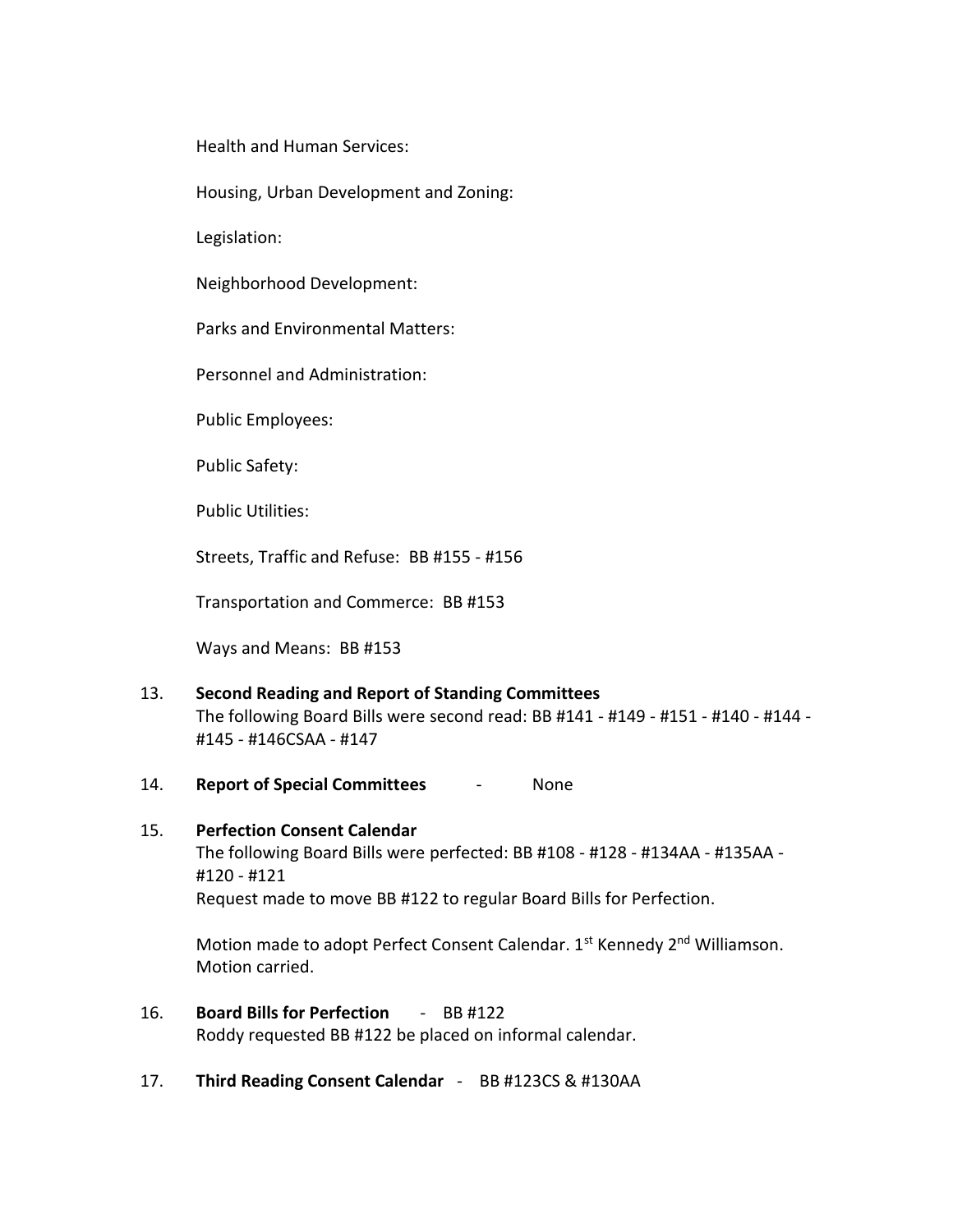Health and Human Services:

Housing, Urban Development and Zoning:

Legislation:

Neighborhood Development:

Parks and Environmental Matters:

Personnel and Administration:

Public Employees:

Public Safety:

Public Utilities:

Streets, Traffic and Refuse: BB #155 - #156

Transportation and Commerce: BB #153

Ways and Means: BB #153

13. **Second Reading and Report of Standing Committees**
    The following Board Bills were second read: BB #141 - #149 - #151 - #140 - #144 - #145 - #146CSAA - #147

14. **Report of Special Committees** - None

15. **Perfection Consent Calendar**
    The following Board Bills were perfected: BB #108 - #128 - #134AA - #135AA - #120 - #121
    Request made to move BB #122 to regular Board Bills for Perfection.

    Motion made to adopt Perfect Consent Calendar. 1st Kennedy 2nd Williamson. Motion carried.

16. **Board Bills for Perfection** - BB #122
    Roddy requested BB #122 be placed on informal calendar.

17. **Third Reading Consent Calendar** - BB #123CS & #130AA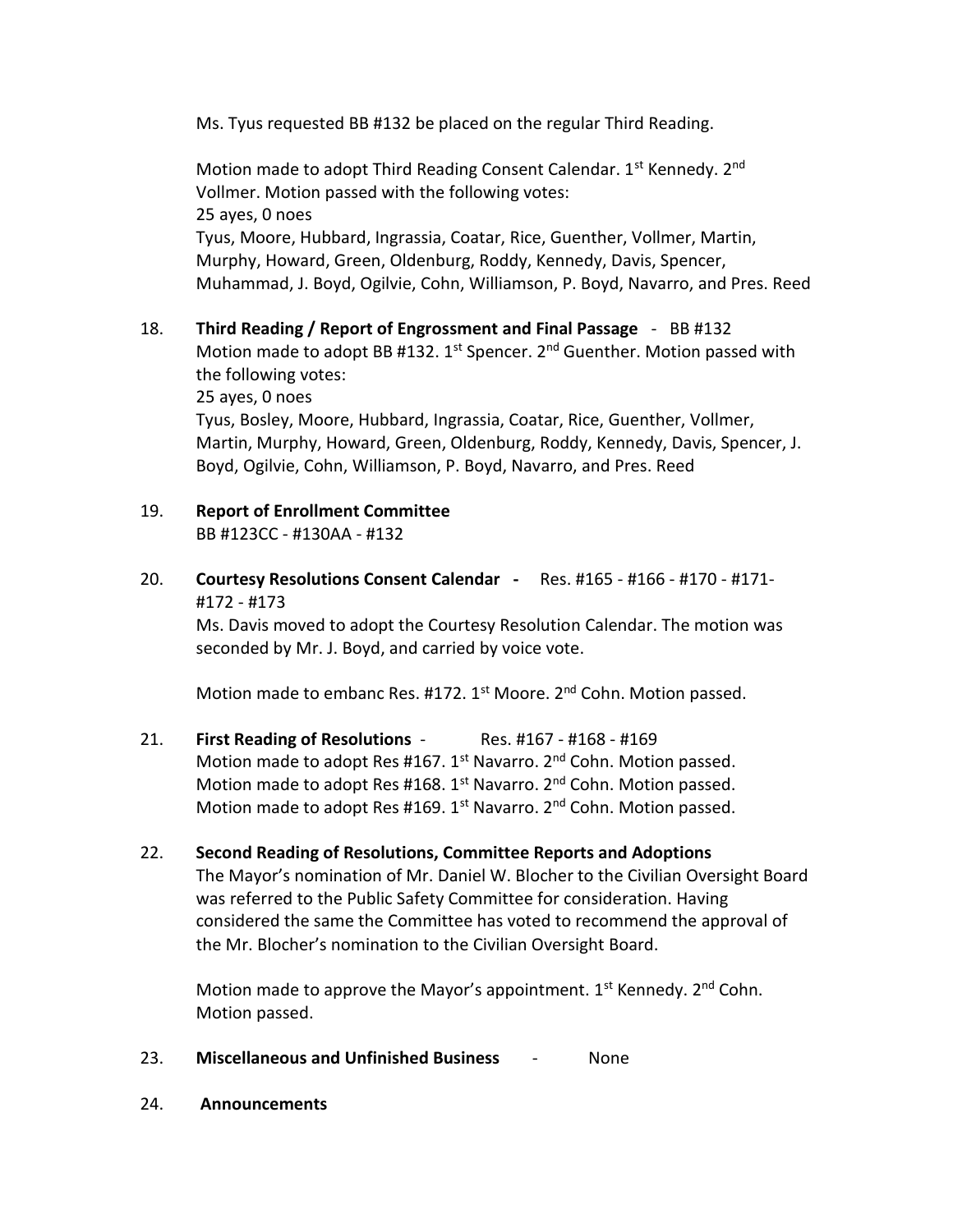Ms. Tyus requested BB #132 be placed on the regular Third Reading.

Motion made to adopt Third Reading Consent Calendar. 1st Kennedy. 2nd Vollmer. Motion passed with the following votes:
25 ayes, 0 noes
Tyus, Moore, Hubbard, Ingrassia, Coatar, Rice, Guenther, Vollmer, Martin, Murphy, Howard, Green, Oldenburg, Roddy, Kennedy, Davis, Spencer, Muhammad, J. Boyd, Ogilvie, Cohn, Williamson, P. Boyd, Navarro, and Pres. Reed

18. **Third Reading / Report of Engrossment and Final Passage** - BB #132
Motion made to adopt BB #132. 1st Spencer. 2nd Guenther. Motion passed with the following votes:
25 ayes, 0 noes
Tyus, Bosley, Moore, Hubbard, Ingrassia, Coatar, Rice, Guenther, Vollmer, Martin, Murphy, Howard, Green, Oldenburg, Roddy, Kennedy, Davis, Spencer, J. Boyd, Ogilvie, Cohn, Williamson, P. Boyd, Navarro, and Pres. Reed

19. **Report of Enrollment Committee**
BB #123CC - #130AA - #132

20. **Courtesy Resolutions Consent Calendar -** Res. #165 - #166 - #170 - #171- #172 - #173
Ms. Davis moved to adopt the Courtesy Resolution Calendar. The motion was seconded by Mr. J. Boyd, and carried by voice vote.

Motion made to embanc Res. #172. 1st Moore. 2nd Cohn. Motion passed.

21. **First Reading of Resolutions** - Res. #167 - #168 - #169
Motion made to adopt Res #167. 1st Navarro. 2nd Cohn. Motion passed.
Motion made to adopt Res #168. 1st Navarro. 2nd Cohn. Motion passed.
Motion made to adopt Res #169. 1st Navarro. 2nd Cohn. Motion passed.

22. **Second Reading of Resolutions, Committee Reports and Adoptions**
The Mayor's nomination of Mr. Daniel W. Blocher to the Civilian Oversight Board was referred to the Public Safety Committee for consideration. Having considered the same the Committee has voted to recommend the approval of the Mr. Blocher's nomination to the Civilian Oversight Board.

Motion made to approve the Mayor's appointment. 1st Kennedy. 2nd Cohn. Motion passed.

23. **Miscellaneous and Unfinished Business** - None

24. **Announcements**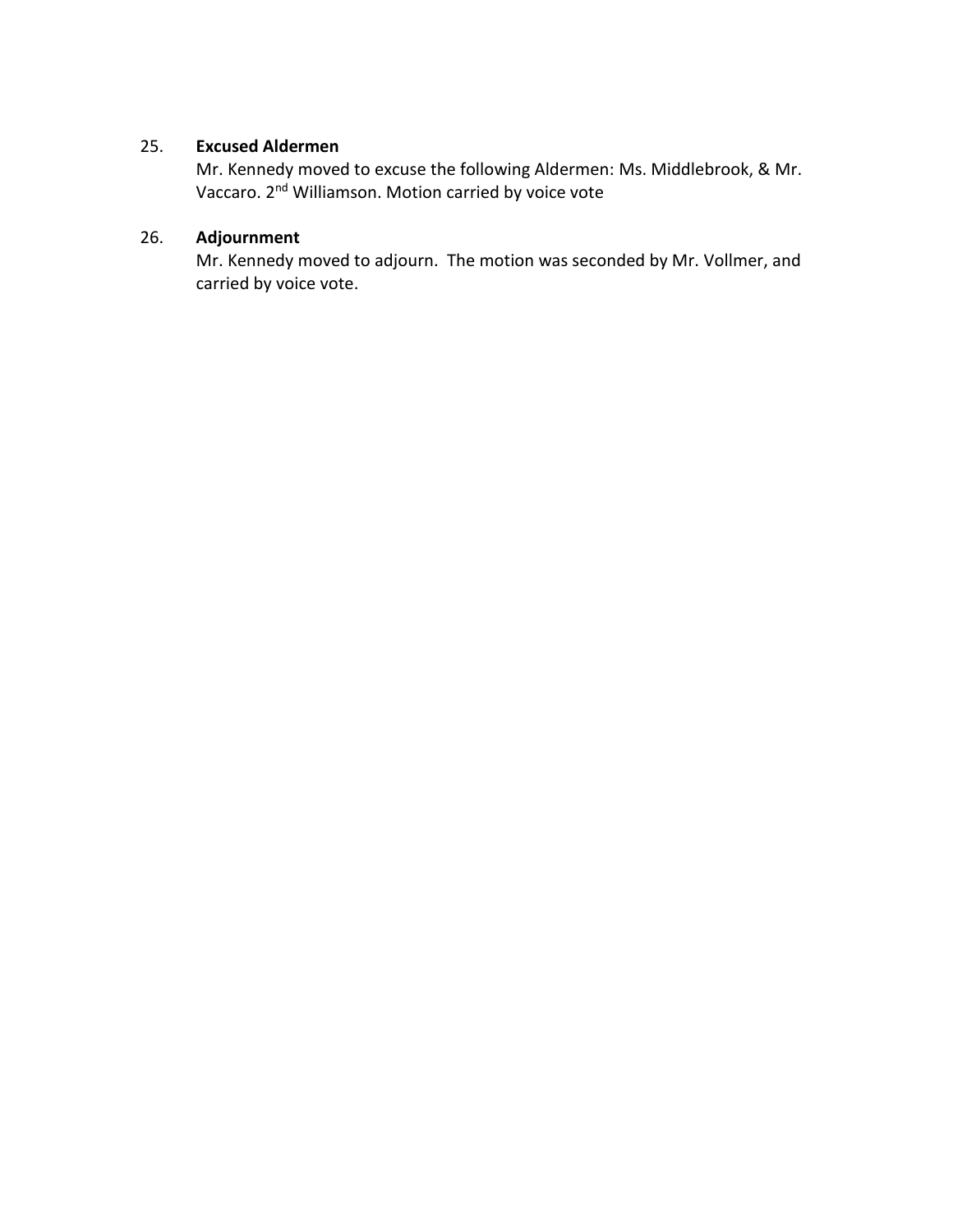25. **Excused Aldermen**

    Mr. Kennedy moved to excuse the following Aldermen: Ms. Middlebrook, & Mr. Vaccaro. 2nd Williamson. Motion carried by voice vote

26. **Adjournment**

    Mr. Kennedy moved to adjourn. The motion was seconded by Mr. Vollmer, and carried by voice vote.